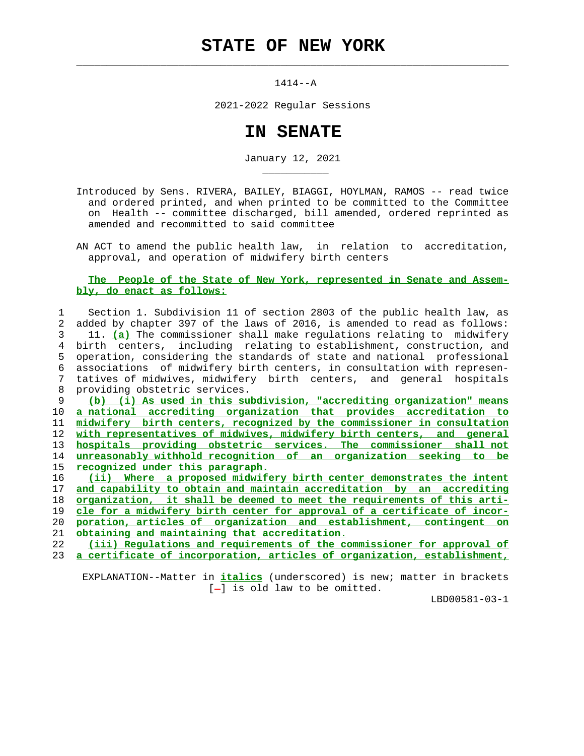# STATE OF NEW YORK

1414--A

2021-2022 Regular Sessions

# IN SENATE

January 12, 2021

Introduced by Sens. RIVERA, BAILEY, BIAGGI, HOYLMAN, RAMOS -- read twice and ordered printed, and when printed to be committed to the Committee on Health -- committee discharged, bill amended, ordered reprinted as amended and recommitted to said committee

AN ACT to amend the public health law, in relation to accreditation, approval, and operation of midwifery birth centers

**The People of the State of New York, represented in Senate and Assembly, do enact as follows:**

1 Section 1. Subdivision 11 of section 2803 of the public health law, as
2 added by chapter 397 of the laws of 2016, is amended to read as follows:
3 11. **(a)** The commissioner shall make regulations relating to midwifery
4 birth centers, including relating to establishment, construction, and
5 operation, considering the standards of state and national professional
6 associations of midwifery birth centers, in consultation with represen-
7 tatives of midwives, midwifery birth centers, and general hospitals
8 providing obstetric services.
9 **(b) (i) As used in this subdivision, "accrediting organization" means**
10 **a national accrediting organization that provides accreditation to**
11 **midwifery birth centers, recognized by the commissioner in consultation**
12 **with representatives of midwives, midwifery birth centers, and general**
13 **hospitals providing obstetric services. The commissioner shall not**
14 **unreasonably withhold recognition of an organization seeking to be**
15 **recognized under this paragraph.**
16 **(ii) Where a proposed midwifery birth center demonstrates the intent**
17 **and capability to obtain and maintain accreditation by an accrediting**
18 **organization, it shall be deemed to meet the requirements of this arti-**
19 **cle for a midwifery birth center for approval of a certificate of incor-**
20 **poration, articles of organization and establishment, contingent on**
21 **obtaining and maintaining that accreditation.**
22 **(iii) Regulations and requirements of the commissioner for approval of**
23 **a certificate of incorporation, articles of organization, establishment,**

EXPLANATION--Matter in ***italics*** (underscored) is new; matter in brackets [-] is old law to be omitted.

LBD00581-03-1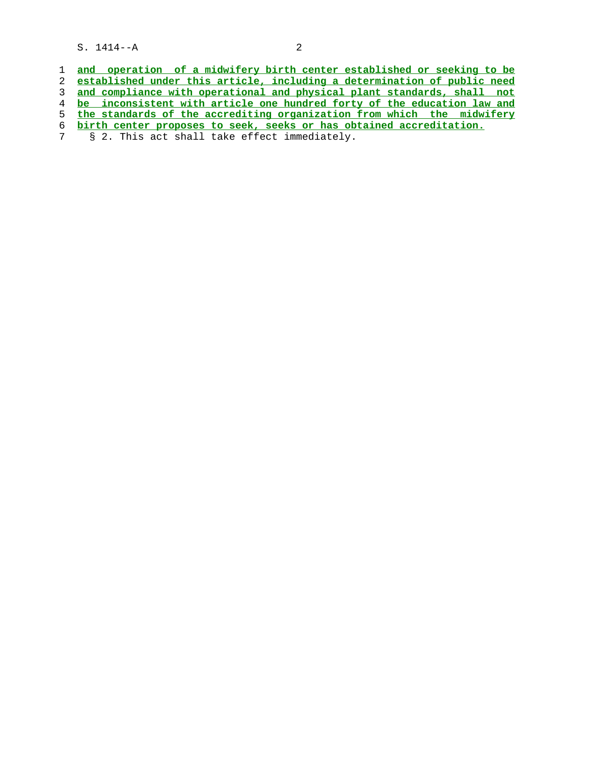**and operation of a midwifery birth center established or seeking to be established under this article, including a determination of public need and compliance with operational and physical plant standards, shall not be inconsistent with article one hundred forty of the education law and the standards of the accrediting organization from which the midwifery birth center proposes to seek, seeks or has obtained accreditation.**

§ 2. This act shall take effect immediately.